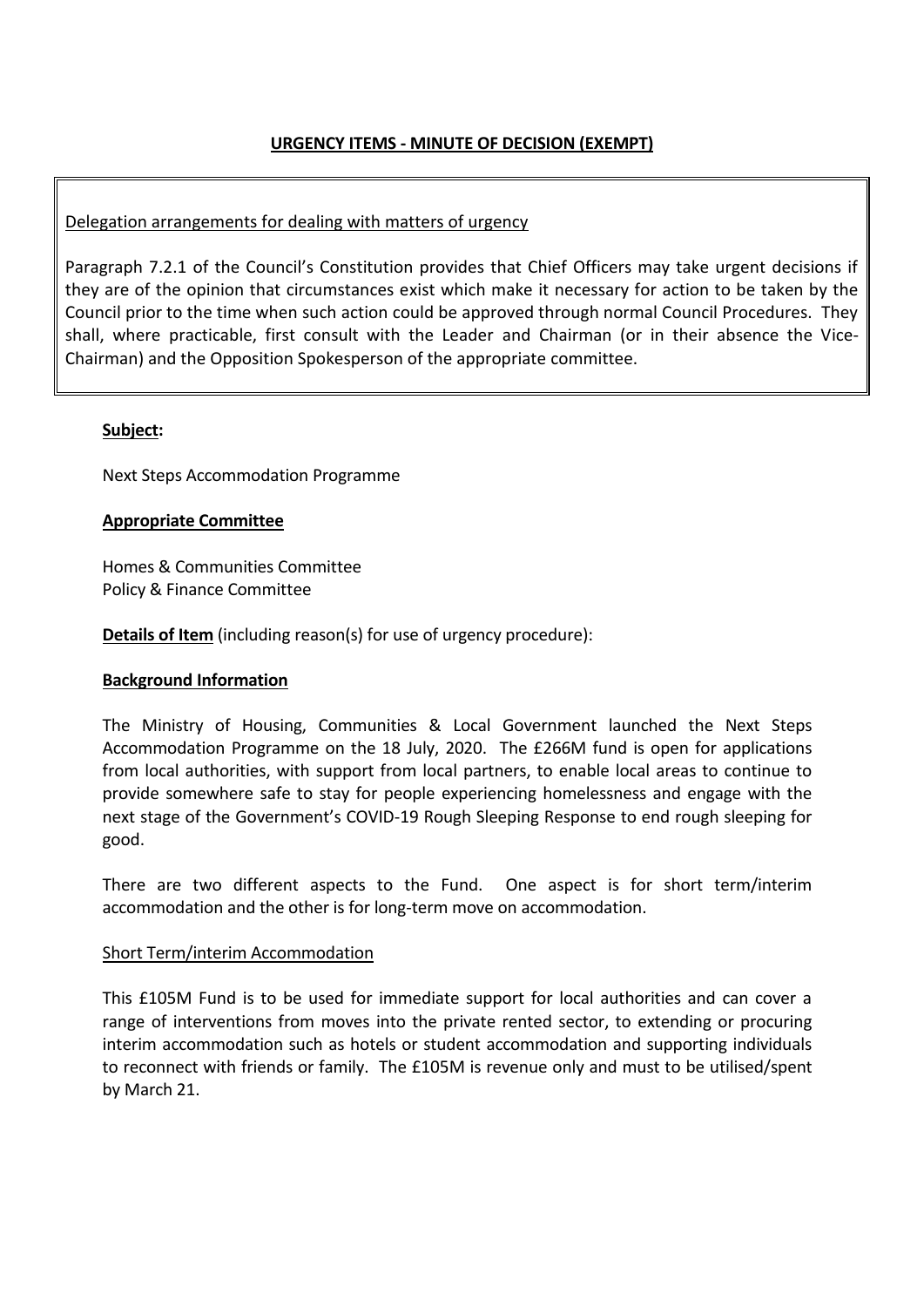## URGENCY ITEMS - MINUTE OF DECISION (EXEMPT)

Delegation arrangements for dealing with matters of urgency

Paragraph 7.2.1 of the Council's Constitution provides that Chief Officers may take urgent decisions if they are of the opinion that circumstances exist which make it necessary for action to be taken by the Council prior to the time when such action could be approved through normal Council Procedures. They shall, where practicable, first consult with the Leader and Chairman (or in their absence the Vice-Chairman) and the Opposition Spokesperson of the appropriate committee.

**Subject:**

Next Steps Accommodation Programme

**Appropriate Committee**

Homes & Communities Committee
Policy & Finance Committee

**Details of Item** (including reason(s) for use of urgency procedure):

**Background Information**

The Ministry of Housing, Communities & Local Government launched the Next Steps Accommodation Programme on the 18 July, 2020. The £266M fund is open for applications from local authorities, with support from local partners, to enable local areas to continue to provide somewhere safe to stay for people experiencing homelessness and engage with the next stage of the Government's COVID-19 Rough Sleeping Response to end rough sleeping for good.

There are two different aspects to the Fund. One aspect is for short term/interim accommodation and the other is for long-term move on accommodation.

Short Term/interim Accommodation

This £105M Fund is to be used for immediate support for local authorities and can cover a range of interventions from moves into the private rented sector, to extending or procuring interim accommodation such as hotels or student accommodation and supporting individuals to reconnect with friends or family. The £105M is revenue only and must to be utilised/spent by March 21.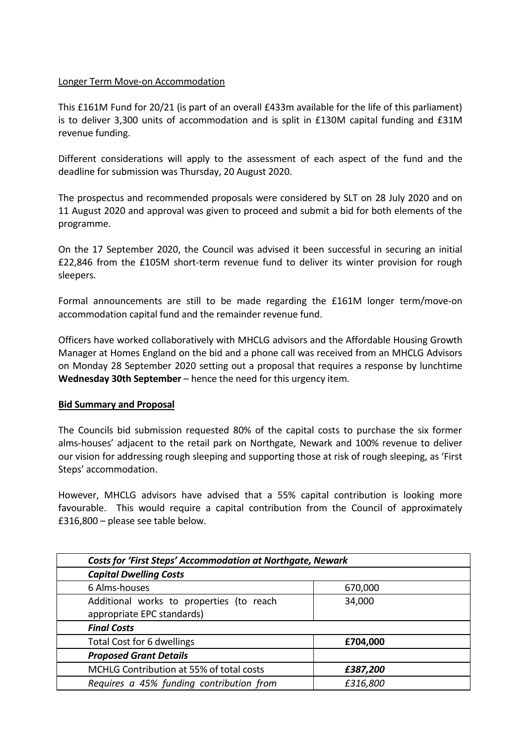Longer Term Move-on Accommodation

This £161M Fund for 20/21 (is part of an overall £433m available for the life of this parliament) is to deliver 3,300 units of accommodation and is split in £130M capital funding and £31M revenue funding.

Different considerations will apply to the assessment of each aspect of the fund and the deadline for submission was Thursday, 20 August 2020.

The prospectus and recommended proposals were considered by SLT on 28 July 2020 and on 11 August 2020 and approval was given to proceed and submit a bid for both elements of the programme.

On the 17 September 2020, the Council was advised it been successful in securing an initial £22,846 from the £105M short-term revenue fund to deliver its winter provision for rough sleepers.

Formal announcements are still to be made regarding the £161M longer term/move-on accommodation capital fund and the remainder revenue fund.

Officers have worked collaboratively with MHCLG advisors and the Affordable Housing Growth Manager at Homes England on the bid and a phone call was received from an MHCLG Advisors on Monday 28 September 2020 setting out a proposal that requires a response by lunchtime **Wednesday 30th September** – hence the need for this urgency item.

**Bid Summary and Proposal**

The Councils bid submission requested 80% of the capital costs to purchase the six former alms-houses' adjacent to the retail park on Northgate, Newark and 100% revenue to deliver our vision for addressing rough sleeping and supporting those at risk of rough sleeping, as 'First Steps' accommodation.

However, MHCLG advisors have advised that a 55% capital contribution is looking more favourable. This would require a capital contribution from the Council of approximately £316,800 – please see table below.

| ***Costs for 'First Steps' Accommodation at Northgate, Newark*** | |
|---|---|
| ***Capital Dwelling Costs*** | |
| 6 Alms-houses | 670,000 |
| Additional works to properties (to reach appropriate EPC standards) | 34,000 |
| ***Final Costs*** | |
| Total Cost for 6 dwellings | **£704,000** |
| ***Proposed Grant Details*** | |
| MCHLG Contribution at 55% of total costs | ***£387,200*** |
| *Requires a 45% funding contribution from* | *£316,800* |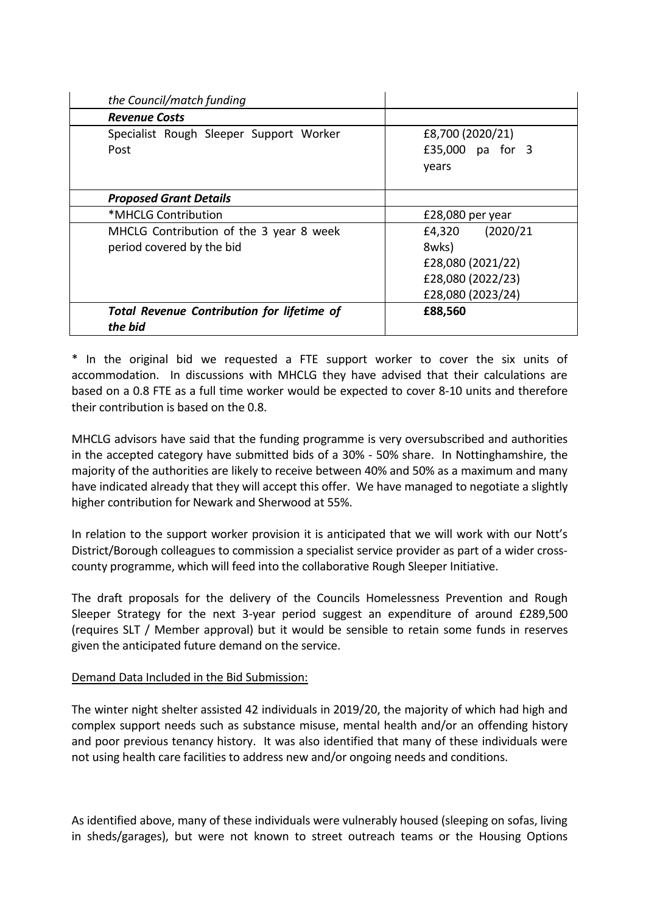| *the Council/match funding* | |
|---|---|
| ***Revenue Costs*** | |
| Specialist Rough Sleeper Support Worker Post | £8,700 (2020/21)<br>£35,000 pa for 3 years |
| ***Proposed Grant Details*** | |
| *MHCLG Contribution | £28,080 per year |
| MHCLG Contribution of the 3 year 8 week period covered by the bid | £4,320 (2020/21 8wks)<br>£28,080 (2021/22)<br>£28,080 (2022/23)<br>£28,080 (2023/24) |
| ***Total Revenue Contribution for lifetime of the bid*** | **£88,560** |

* In the original bid we requested a FTE support worker to cover the six units of accommodation. In discussions with MHCLG they have advised that their calculations are based on a 0.8 FTE as a full time worker would be expected to cover 8-10 units and therefore their contribution is based on the 0.8.

MHCLG advisors have said that the funding programme is very oversubscribed and authorities in the accepted category have submitted bids of a 30% - 50% share. In Nottinghamshire, the majority of the authorities are likely to receive between 40% and 50% as a maximum and many have indicated already that they will accept this offer. We have managed to negotiate a slightly higher contribution for Newark and Sherwood at 55%.

In relation to the support worker provision it is anticipated that we will work with our Nott's District/Borough colleagues to commission a specialist service provider as part of a wider cross-county programme, which will feed into the collaborative Rough Sleeper Initiative.

The draft proposals for the delivery of the Councils Homelessness Prevention and Rough Sleeper Strategy for the next 3-year period suggest an expenditure of around £289,500 (requires SLT / Member approval) but it would be sensible to retain some funds in reserves given the anticipated future demand on the service.

Demand Data Included in the Bid Submission:

The winter night shelter assisted 42 individuals in 2019/20, the majority of which had high and complex support needs such as substance misuse, mental health and/or an offending history and poor previous tenancy history. It was also identified that many of these individuals were not using health care facilities to address new and/or ongoing needs and conditions.

As identified above, many of these individuals were vulnerably housed (sleeping on sofas, living in sheds/garages), but were not known to street outreach teams or the Housing Options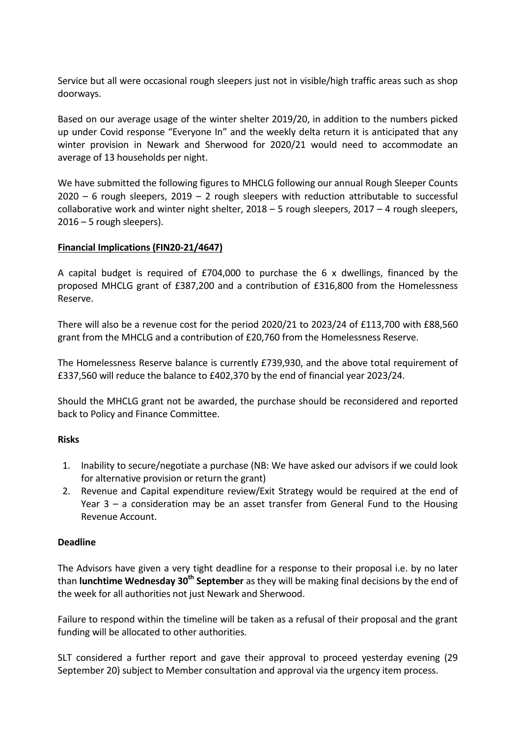Service but all were occasional rough sleepers just not in visible/high traffic areas such as shop doorways.

Based on our average usage of the winter shelter 2019/20, in addition to the numbers picked up under Covid response "Everyone In" and the weekly delta return it is anticipated that any winter provision in Newark and Sherwood for 2020/21 would need to accommodate an average of 13 households per night.

We have submitted the following figures to MHCLG following our annual Rough Sleeper Counts 2020 – 6 rough sleepers, 2019 – 2 rough sleepers with reduction attributable to successful collaborative work and winter night shelter, 2018 – 5 rough sleepers, 2017 – 4 rough sleepers, 2016 – 5 rough sleepers).

**Financial Implications (FIN20-21/4647)**

A capital budget is required of £704,000 to purchase the 6 x dwellings, financed by the proposed MHCLG grant of £387,200 and a contribution of £316,800 from the Homelessness Reserve.

There will also be a revenue cost for the period 2020/21 to 2023/24 of £113,700 with £88,560 grant from the MHCLG and a contribution of £20,760 from the Homelessness Reserve.

The Homelessness Reserve balance is currently £739,930, and the above total requirement of £337,560 will reduce the balance to £402,370 by the end of financial year 2023/24.

Should the MHCLG grant not be awarded, the purchase should be reconsidered and reported back to Policy and Finance Committee.

**Risks**

1. Inability to secure/negotiate a purchase (NB: We have asked our advisors if we could look for alternative provision or return the grant)
2. Revenue and Capital expenditure review/Exit Strategy would be required at the end of Year 3 – a consideration may be an asset transfer from General Fund to the Housing Revenue Account.

**Deadline**

The Advisors have given a very tight deadline for a response to their proposal i.e. by no later than **lunchtime Wednesday 30th September** as they will be making final decisions by the end of the week for all authorities not just Newark and Sherwood.

Failure to respond within the timeline will be taken as a refusal of their proposal and the grant funding will be allocated to other authorities.

SLT considered a further report and gave their approval to proceed yesterday evening (29 September 20) subject to Member consultation and approval via the urgency item process.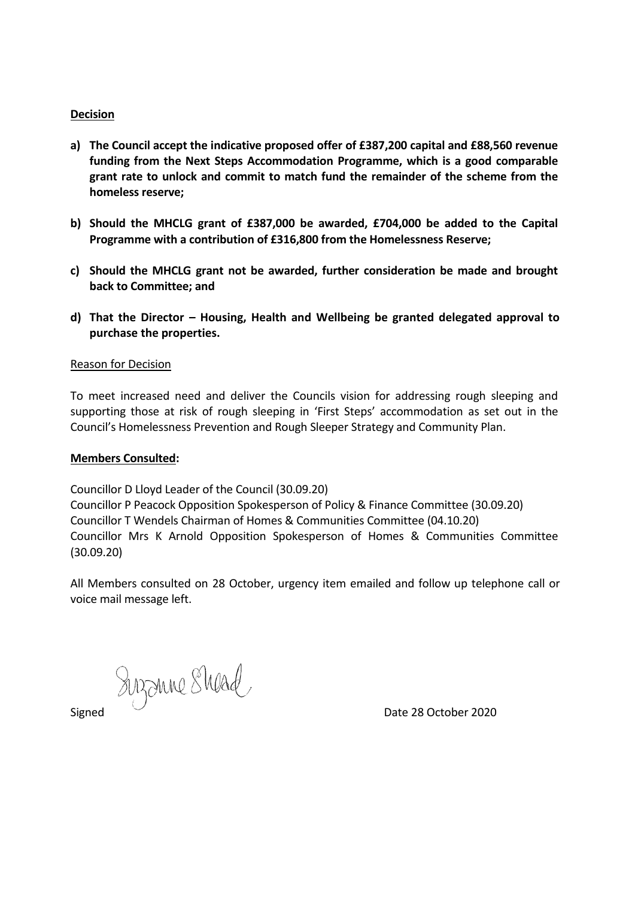**Decision**

- **a) The Council accept the indicative proposed offer of £387,200 capital and £88,560 revenue funding from the Next Steps Accommodation Programme, which is a good comparable grant rate to unlock and commit to match fund the remainder of the scheme from the homeless reserve;**

- **b) Should the MHCLG grant of £387,000 be awarded, £704,000 be added to the Capital Programme with a contribution of £316,800 from the Homelessness Reserve;**

- **c) Should the MHCLG grant not be awarded, further consideration be made and brought back to Committee; and**

- **d) That the Director – Housing, Health and Wellbeing be granted delegated approval to purchase the properties.**

Reason for Decision

To meet increased need and deliver the Councils vision for addressing rough sleeping and supporting those at risk of rough sleeping in 'First Steps' accommodation as set out in the Council's Homelessness Prevention and Rough Sleeper Strategy and Community Plan.

**Members Consulted:**

Councillor D Lloyd Leader of the Council (30.09.20)
Councillor P Peacock Opposition Spokesperson of Policy & Finance Committee (30.09.20)
Councillor T Wendels Chairman of Homes & Communities Committee (04.10.20)
Councillor Mrs K Arnold Opposition Spokesperson of Homes & Communities Committee (30.09.20)

All Members consulted on 28 October, urgency item emailed and follow up telephone call or voice mail message left.

Signed Suzanne Shead Date 28 October 2020